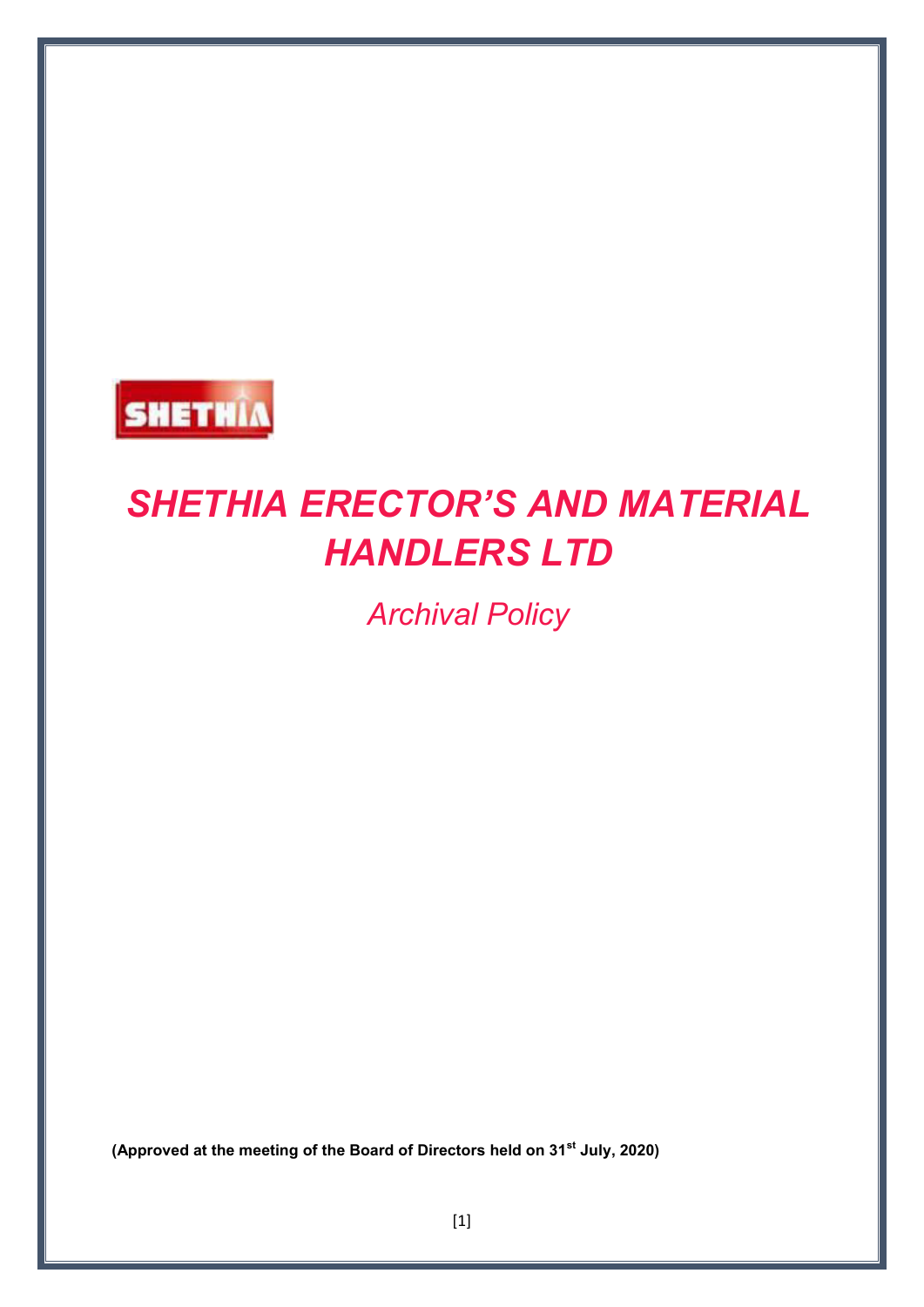SHETHIA

# *SHETHIA ERECTOR'S AND MATERIAL HANDLERS LTD*

## *Archival Policy*

**(Approved at the meeting of the Board of Directors held on 31st July, 2020)**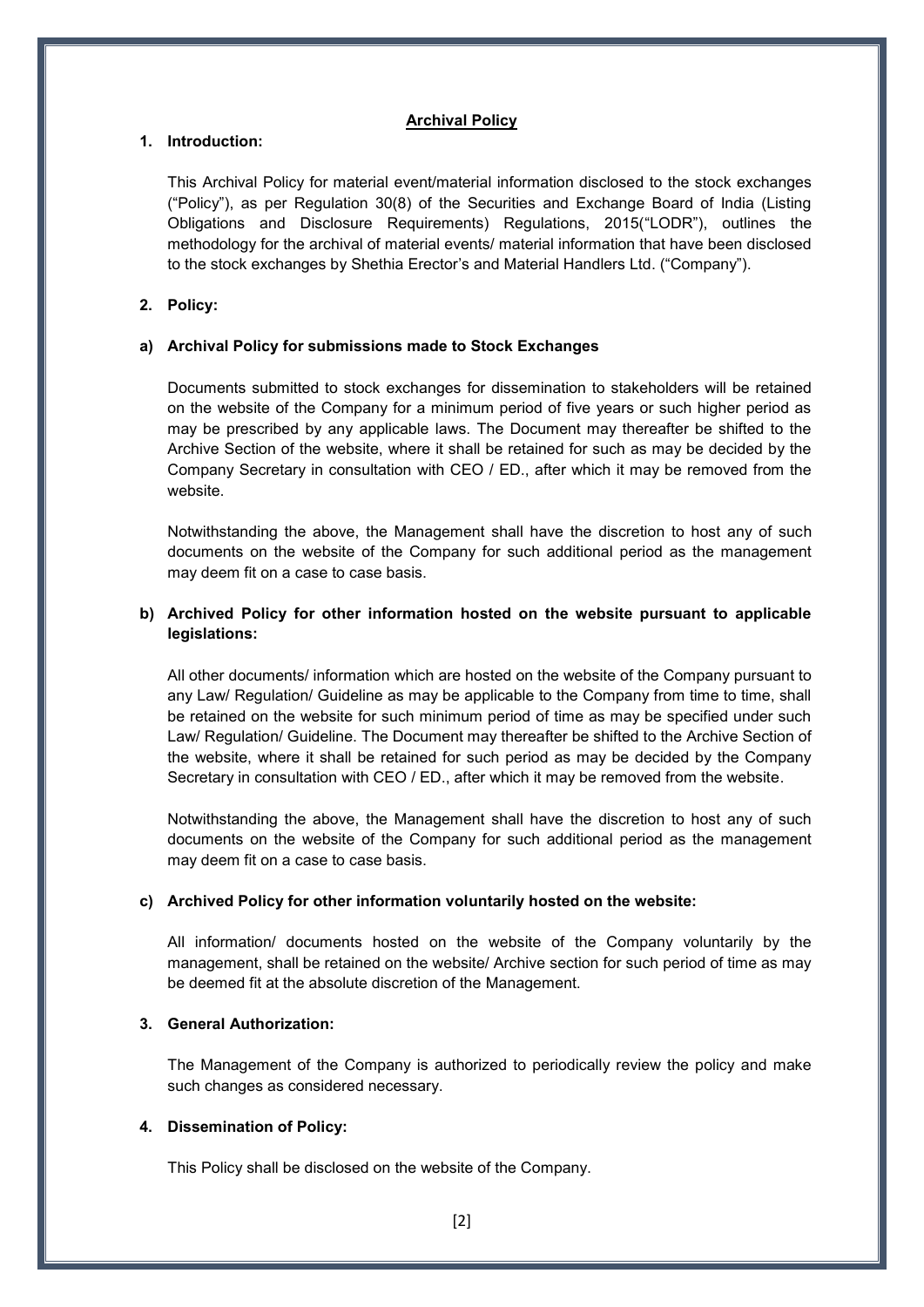# Archival Policy

## 1. Introduction:

This Archival Policy for material event/material information disclosed to the stock exchanges ("Policy"), as per Regulation 30(8) of the Securities and Exchange Board of India (Listing Obligations and Disclosure Requirements) Regulations, 2015("LODR"), outlines the methodology for the archival of material events/ material information that have been disclosed to the stock exchanges by Shethia Erector's and Material Handlers Ltd. ("Company").

## 2. Policy:

### a) Archival Policy for submissions made to Stock Exchanges

Documents submitted to stock exchanges for dissemination to stakeholders will be retained on the website of the Company for a minimum period of five years or such higher period as may be prescribed by any applicable laws. The Document may thereafter be shifted to the Archive Section of the website, where it shall be retained for such as may be decided by the Company Secretary in consultation with CEO / ED., after which it may be removed from the website.

Notwithstanding the above, the Management shall have the discretion to host any of such documents on the website of the Company for such additional period as the management may deem fit on a case to case basis.

### b) Archived Policy for other information hosted on the website pursuant to applicable legislations:

All other documents/ information which are hosted on the website of the Company pursuant to any Law/ Regulation/ Guideline as may be applicable to the Company from time to time, shall be retained on the website for such minimum period of time as may be specified under such Law/ Regulation/ Guideline. The Document may thereafter be shifted to the Archive Section of the website, where it shall be retained for such period as may be decided by the Company Secretary in consultation with CEO / ED., after which it may be removed from the website.

Notwithstanding the above, the Management shall have the discretion to host any of such documents on the website of the Company for such additional period as the management may deem fit on a case to case basis.

### c) Archived Policy for other information voluntarily hosted on the website:

All information/ documents hosted on the website of the Company voluntarily by the management, shall be retained on the website/ Archive section for such period of time as may be deemed fit at the absolute discretion of the Management.

## 3. General Authorization:

The Management of the Company is authorized to periodically review the policy and make such changes as considered necessary.

## 4. Dissemination of Policy:

This Policy shall be disclosed on the website of the Company.